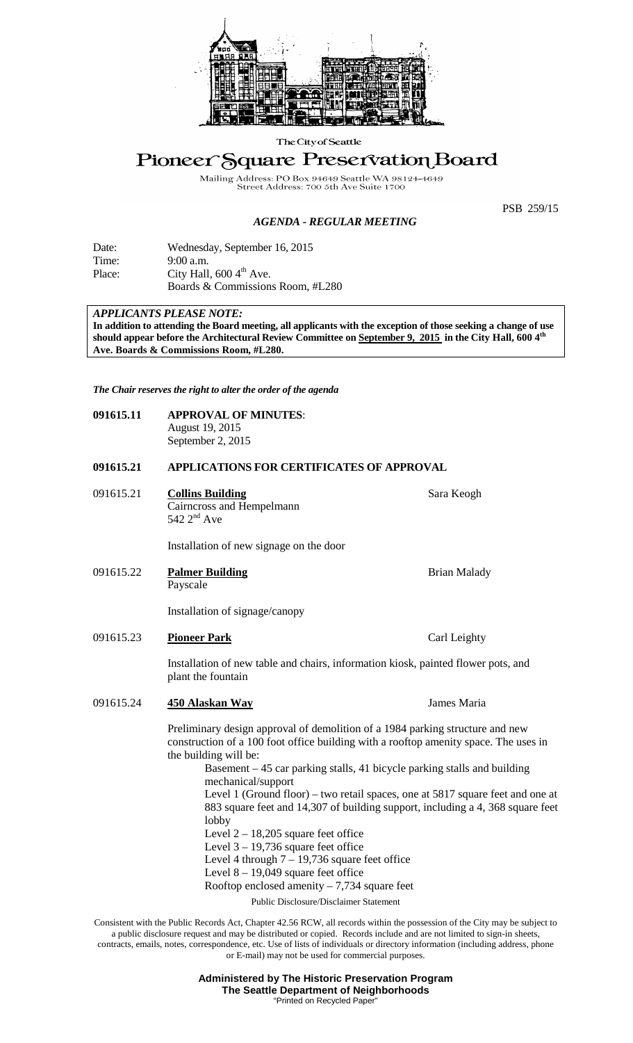The City of Seattle

# Pioneer Square Preservation Board

Mailing Address: PO Box 94649 Seattle WA 98124-4649
Street Address: 700 5th Ave Suite 1700

PSB 259/15

## *AGENDA - REGULAR MEETING*

| | |
|---|---|
| Date: | Wednesday, September 16, 2015 |
| Time: | 9:00 a.m. |
| Place: | City Hall, 600 4th Ave. Boards & Commissions Room, #L280 |

***APPLICANTS PLEASE NOTE:***
**In addition to attending the Board meeting, all applicants with the exception of those seeking a change of use should appear before the Architectural Review Committee on September 9, 2015 in the City Hall, 600 4th Ave. Boards & Commissions Room, #L280.**

*The Chair reserves the right to alter the order of the agenda*

**091615.11 APPROVAL OF MINUTES**:
August 19, 2015
September 2, 2015

**091615.21 APPLICATIONS FOR CERTIFICATES OF APPROVAL**

091615.21 **Collins Building** — Sara Keogh
Cairncross and Hempelmann
542 2nd Ave

Installation of new signage on the door

091615.22 **Palmer Building** — Brian Malady
Payscale

Installation of signage/canopy

091615.23 **Pioneer Park** — Carl Leighty

Installation of new table and chairs, information kiosk, painted flower pots, and plant the fountain

091615.24 **450 Alaskan Way** — James Maria

Preliminary design approval of demolition of a 1984 parking structure and new construction of a 100 foot office building with a rooftop amenity space. The uses in the building will be:

Basement – 45 car parking stalls, 41 bicycle parking stalls and building mechanical/support
Level 1 (Ground floor) – two retail spaces, one at 5817 square feet and one at 883 square feet and 14,307 of building support, including a 4, 368 square feet lobby
Level 2 – 18,205 square feet office
Level 3 – 19,736 square feet office
Level 4 through 7 – 19,736 square feet office
Level 8 – 19,049 square feet office
Rooftop enclosed amenity – 7,734 square feet

Public Disclosure/Disclaimer Statement

Consistent with the Public Records Act, Chapter 42.56 RCW, all records within the possession of the City may be subject to a public disclosure request and may be distributed or copied. Records include and are not limited to sign-in sheets, contracts, emails, notes, correspondence, etc. Use of lists of individuals or directory information (including address, phone or E-mail) may not be used for commercial purposes.

**Administered by The Historic Preservation Program**
**The Seattle Department of Neighborhoods**
"Printed on Recycled Paper"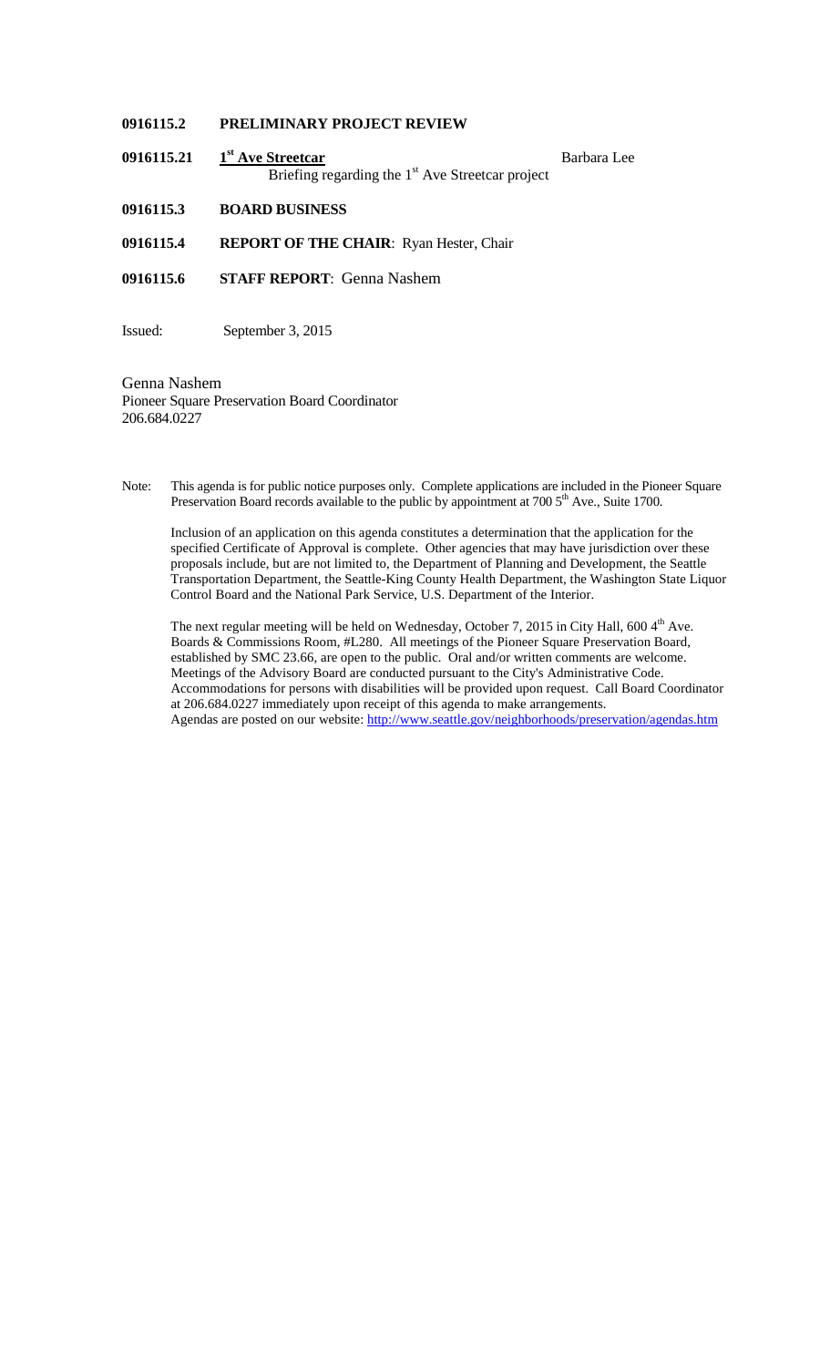**0916115.2 PRELIMINARY PROJECT REVIEW**

**0916115.21** **1st Ave Streetcar** Barbara Lee

Briefing regarding the 1st Ave Streetcar project

**0916115.3 BOARD BUSINESS**

**0916115.4 REPORT OF THE CHAIR**: Ryan Hester, Chair

**0916115.6 STAFF REPORT**: Genna Nashem

Issued: September 3, 2015

Genna Nashem
Pioneer Square Preservation Board Coordinator
206.684.0227

Note: This agenda is for public notice purposes only. Complete applications are included in the Pioneer Square Preservation Board records available to the public by appointment at 700 5th Ave., Suite 1700.

Inclusion of an application on this agenda constitutes a determination that the application for the specified Certificate of Approval is complete. Other agencies that may have jurisdiction over these proposals include, but are not limited to, the Department of Planning and Development, the Seattle Transportation Department, the Seattle-King County Health Department, the Washington State Liquor Control Board and the National Park Service, U.S. Department of the Interior.

The next regular meeting will be held on Wednesday, October 7, 2015 in City Hall, 600 4th Ave. Boards & Commissions Room, #L280. All meetings of the Pioneer Square Preservation Board, established by SMC 23.66, are open to the public. Oral and/or written comments are welcome. Meetings of the Advisory Board are conducted pursuant to the City's Administrative Code. Accommodations for persons with disabilities will be provided upon request. Call Board Coordinator at 206.684.0227 immediately upon receipt of this agenda to make arrangements.
Agendas are posted on our website: http://www.seattle.gov/neighborhoods/preservation/agendas.htm